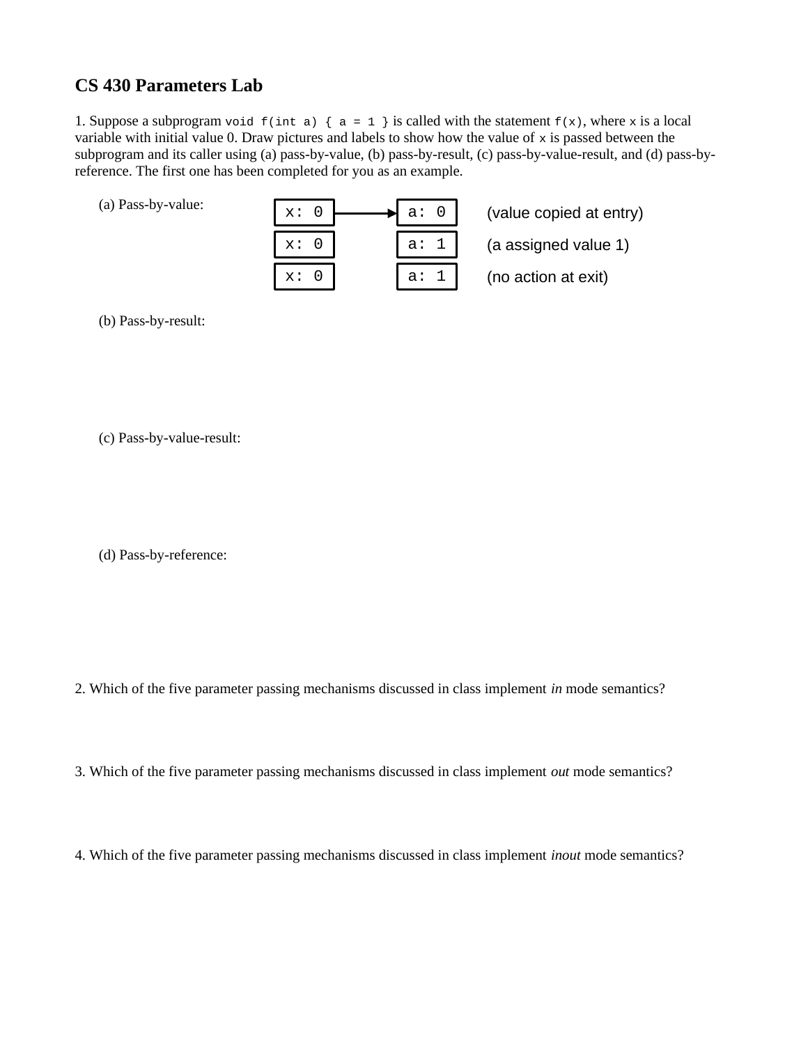# CS 430 Parameters Lab

1. Suppose a subprogram `void f(int a) { a = 1 }` is called with the statement `f(x)`, where `x` is a local variable with initial value 0. Draw pictures and labels to show how the value of `x` is passed between the subprogram and its caller using (a) pass-by-value, (b) pass-by-result, (c) pass-by-value-result, and (d) pass-by-reference. The first one has been completed for you as an example.

(a) Pass-by-value:

| Caller | | Subprogram | |
|---|---|---|---|
| x: 0 | ⟶ | a: 0 | (value copied at entry) |
| x: 0 | | a: 1 | (a assigned value 1) |
| x: 0 | | a: 1 | (no action at exit) |

(b) Pass-by-result:

(c) Pass-by-value-result:

(d) Pass-by-reference:

2. Which of the five parameter passing mechanisms discussed in class implement *in* mode semantics?

3. Which of the five parameter passing mechanisms discussed in class implement *out* mode semantics?

4. Which of the five parameter passing mechanisms discussed in class implement *inout* mode semantics?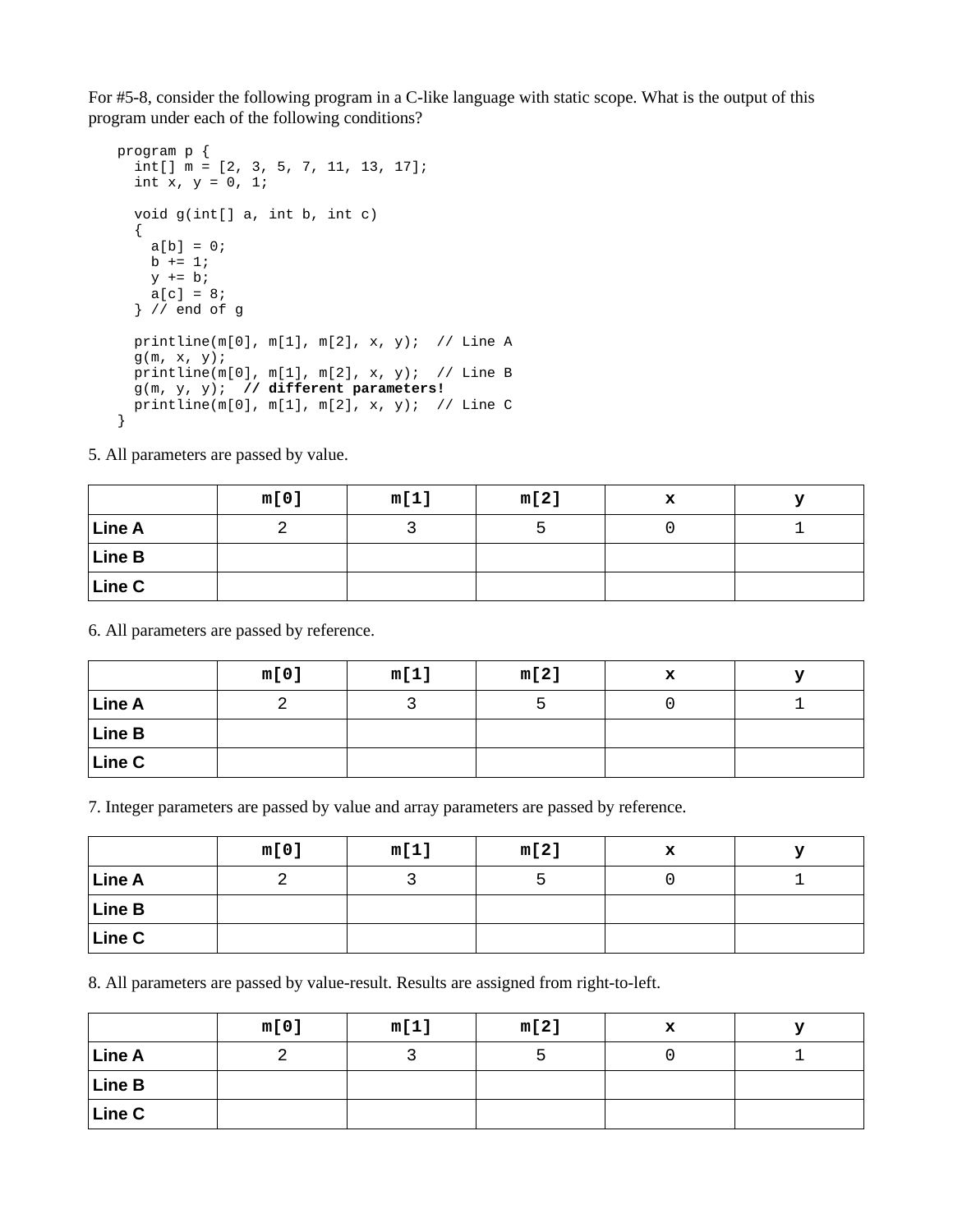For #5-8, consider the following program in a C-like language with static scope. What is the output of this program under each of the following conditions?

```
program p {
  int[] m = [2, 3, 5, 7, 11, 13, 17];
  int x, y = 0, 1;

  void g(int[] a, int b, int c)
  {
    a[b] = 0;
    b += 1;
    y += b;
    a[c] = 8;
  } // end of g

  println(m[0], m[1], m[2], x, y);  // Line A
  g(m, x, y);
  println(m[0], m[1], m[2], x, y);  // Line B
  g(m, y, y);  // different parameters!
  println(m[0], m[1], m[2], x, y);  // Line C
}
```

5. All parameters are passed by value.

| | m[0] | m[1] | m[2] | x | y |
|---|---|---|---|---|---|
| **Line A** | 2 | 3 | 5 | 0 | 1 |
| **Line B** | | | | | |
| **Line C** | | | | | |

6. All parameters are passed by reference.

| | m[0] | m[1] | m[2] | x | y |
|---|---|---|---|---|---|
| **Line A** | 2 | 3 | 5 | 0 | 1 |
| **Line B** | | | | | |
| **Line C** | | | | | |

7. Integer parameters are passed by value and array parameters are passed by reference.

| | m[0] | m[1] | m[2] | x | y |
|---|---|---|---|---|---|
| **Line A** | 2 | 3 | 5 | 0 | 1 |
| **Line B** | | | | | |
| **Line C** | | | | | |

8. All parameters are passed by value-result. Results are assigned from right-to-left.

| | m[0] | m[1] | m[2] | x | y |
|---|---|---|---|---|---|
| **Line A** | 2 | 3 | 5 | 0 | 1 |
| **Line B** | | | | | |
| **Line C** | | | | | |